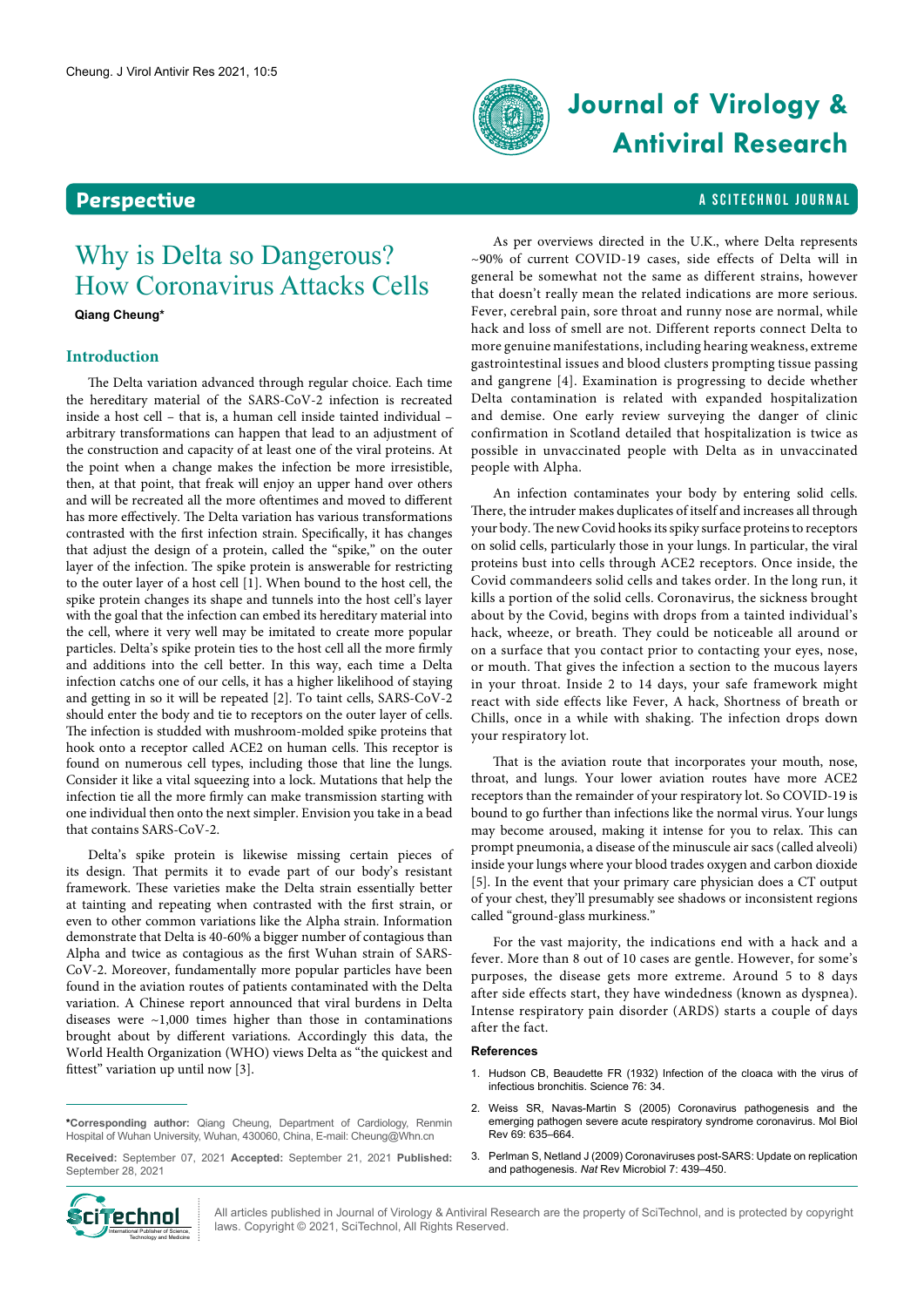Perspective

# Why is Delta so Dangerous? How Coronavirus Attacks Cells

**Qiang Cheung***

## Introduction

The Delta variation advanced through regular choice. Each time the hereditary material of the SARS-CoV-2 infection is recreated inside a host cell – that is, a human cell inside tainted individual – arbitrary transformations can happen that lead to an adjustment of the construction and capacity of at least one of the viral proteins. At the point when a change makes the infection be more irresistible, then, at that point, that freak will enjoy an upper hand over others and will be recreated all the more oftentimes and moved to different has more effectively. The Delta variation has various transformations contrasted with the first infection strain. Specifically, it has changes that adjust the design of a protein, called the "spike," on the outer layer of the infection. The spike protein is answerable for restricting to the outer layer of a host cell [1]. When bound to the host cell, the spike protein changes its shape and tunnels into the host cell's layer with the goal that the infection can embed its hereditary material into the cell, where it very well may be imitated to create more popular particles. Delta's spike protein ties to the host cell all the more firmly and additions into the cell better. In this way, each time a Delta infection catchs one of our cells, it has a higher likelihood of staying and getting in so it will be repeated [2]. To taint cells, SARS-CoV-2 should enter the body and tie to receptors on the outer layer of cells. The infection is studded with mushroom-molded spike proteins that hook onto a receptor called ACE2 on human cells. This receptor is found on numerous cell types, including those that line the lungs. Consider it like a vital squeezing into a lock. Mutations that help the infection tie all the more firmly can make transmission starting with one individual then onto the next simpler. Envision you take in a bead that contains SARS-CoV-2.

Delta's spike protein is likewise missing certain pieces of its design. That permits it to evade part of our body's resistant framework. These varieties make the Delta strain essentially better at tainting and repeating when contrasted with the first strain, or even to other common variations like the Alpha strain. Information demonstrate that Delta is 40-60% a bigger number of contagious than Alpha and twice as contagious as the first Wuhan strain of SARS-CoV-2. Moreover, fundamentally more popular particles have been found in the aviation routes of patients contaminated with the Delta variation. A Chinese report announced that viral burdens in Delta diseases were ~1,000 times higher than those in contaminations brought about by different variations. Accordingly this data, the World Health Organization (WHO) views Delta as "the quickest and fittest" variation up until now [3].

As per overviews directed in the U.K., where Delta represents ~90% of current COVID-19 cases, side effects of Delta will in general be somewhat not the same as different strains, however that doesn't really mean the related indications are more serious. Fever, cerebral pain, sore throat and runny nose are normal, while hack and loss of smell are not. Different reports connect Delta to more genuine manifestations, including hearing weakness, extreme gastrointestinal issues and blood clusters prompting tissue passing and gangrene [4]. Examination is progressing to decide whether Delta contamination is related with expanded hospitalization and demise. One early review surveying the danger of clinic confirmation in Scotland detailed that hospitalization is twice as possible in unvaccinated people with Delta as in unvaccinated people with Alpha.

An infection contaminates your body by entering solid cells. There, the intruder makes duplicates of itself and increases all through your body. The new Covid hooks its spiky surface proteins to receptors on solid cells, particularly those in your lungs. In particular, the viral proteins bust into cells through ACE2 receptors. Once inside, the Covid commandeers solid cells and takes order. In the long run, it kills a portion of the solid cells. Coronavirus, the sickness brought about by the Covid, begins with drops from a tainted individual's hack, wheeze, or breath. They could be noticeable all around or on a surface that you contact prior to contacting your eyes, nose, or mouth. That gives the infection a section to the mucous layers in your throat. Inside 2 to 14 days, your safe framework might react with side effects like Fever, A hack, Shortness of breath or Chills, once in a while with shaking. The infection drops down your respiratory lot.

That is the aviation route that incorporates your mouth, nose, throat, and lungs. Your lower aviation routes have more ACE2 receptors than the remainder of your respiratory lot. So COVID-19 is bound to go further than infections like the normal virus. Your lungs may become aroused, making it intense for you to relax. This can prompt pneumonia, a disease of the minuscule air sacs (called alveoli) inside your lungs where your blood trades oxygen and carbon dioxide [5]. In the event that your primary care physician does a CT output of your chest, they'll presumably see shadows or inconsistent regions called "ground-glass murkiness."

For the vast majority, the indications end with a hack and a fever. More than 8 out of 10 cases are gentle. However, for some's purposes, the disease gets more extreme. Around 5 to 8 days after side effects start, they have windedness (known as dyspnea). Intense respiratory pain disorder (ARDS) starts a couple of days after the fact.

**\*Corresponding author:** Qiang Cheung, Department of Cardiology, Renmin Hospital of Wuhan University, Wuhan, 430060, China, E-mail: Cheung@Whn.cn

**Received:** September 07, 2021 **Accepted:** September 21, 2021 **Published:** September 28, 2021

## References

1. Hudson CB, Beaudette FR (1932) Infection of the cloaca with the virus of infectious bronchitis. Science 76: 34.
2. Weiss SR, Navas-Martin S (2005) Coronavirus pathogenesis and the emerging pathogen severe acute respiratory syndrome coronavirus. Mol Biol Rev 69: 635–664.
3. Perlman S, Netland J (2009) Coronaviruses post-SARS: Update on replication and pathogenesis. *Nat* Rev Microbiol 7: 439–450.

All articles published in Journal of Virology & Antiviral Research are the property of SciTechnol, and is protected by copyright laws. Copyright © 2021, SciTechnol, All Rights Reserved.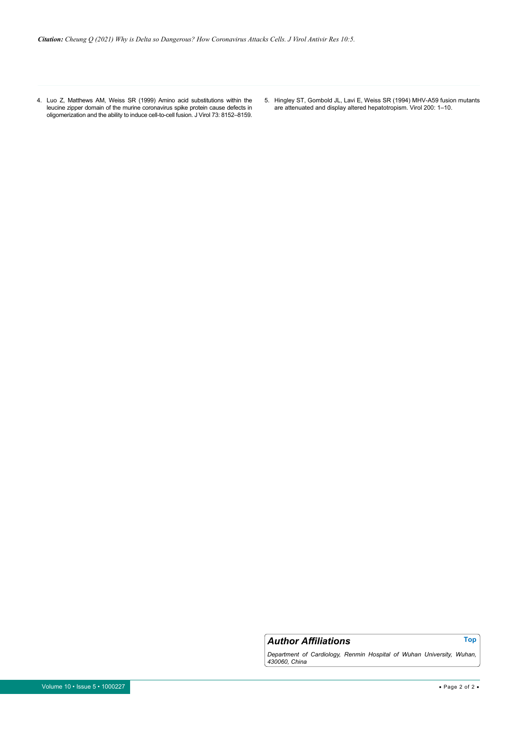4. Luo Z, Matthews AM, Weiss SR (1999) Amino acid substitutions within the leucine zipper domain of the murine coronavirus spike protein cause defects in oligomerization and the ability to induce cell-to-cell fusion. J Virol 73: 8152–8159.
5. Hingley ST, Gombold JL, Lavi E, Weiss SR (1994) MHV-A59 fusion mutants are attenuated and display altered hepatotropism. Virol 200: 1–10.

## Author Affiliations

*Department of Cardiology, Renmin Hospital of Wuhan University, Wuhan, 430060, China*